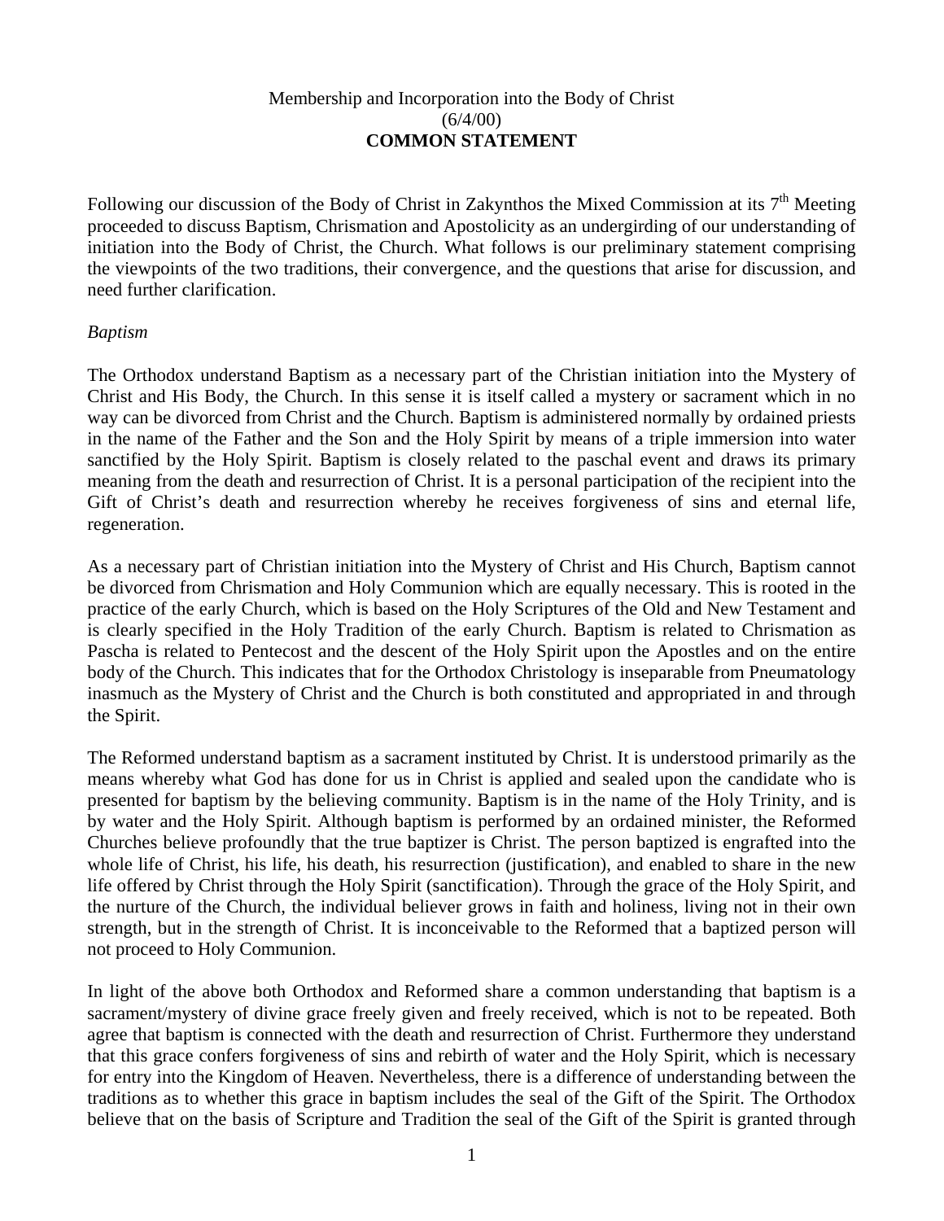Membership and Incorporation into the Body of Christ
(6/4/00)
**COMMON STATEMENT**

Following our discussion of the Body of Christ in Zakynthos the Mixed Commission at its 7th Meeting proceeded to discuss Baptism, Chrismation and Apostolicity as an undergirding of our understanding of initiation into the Body of Christ, the Church. What follows is our preliminary statement comprising the viewpoints of the two traditions, their convergence, and the questions that arise for discussion, and need further clarification.

*Baptism*

The Orthodox understand Baptism as a necessary part of the Christian initiation into the Mystery of Christ and His Body, the Church. In this sense it is itself called a mystery or sacrament which in no way can be divorced from Christ and the Church. Baptism is administered normally by ordained priests in the name of the Father and the Son and the Holy Spirit by means of a triple immersion into water sanctified by the Holy Spirit. Baptism is closely related to the paschal event and draws its primary meaning from the death and resurrection of Christ. It is a personal participation of the recipient into the Gift of Christ's death and resurrection whereby he receives forgiveness of sins and eternal life, regeneration.

As a necessary part of Christian initiation into the Mystery of Christ and His Church, Baptism cannot be divorced from Chrismation and Holy Communion which are equally necessary. This is rooted in the practice of the early Church, which is based on the Holy Scriptures of the Old and New Testament and is clearly specified in the Holy Tradition of the early Church. Baptism is related to Chrismation as Pascha is related to Pentecost and the descent of the Holy Spirit upon the Apostles and on the entire body of the Church. This indicates that for the Orthodox Christology is inseparable from Pneumatology inasmuch as the Mystery of Christ and the Church is both constituted and appropriated in and through the Spirit.

The Reformed understand baptism as a sacrament instituted by Christ. It is understood primarily as the means whereby what God has done for us in Christ is applied and sealed upon the candidate who is presented for baptism by the believing community. Baptism is in the name of the Holy Trinity, and is by water and the Holy Spirit. Although baptism is performed by an ordained minister, the Reformed Churches believe profoundly that the true baptizer is Christ. The person baptized is engrafted into the whole life of Christ, his life, his death, his resurrection (justification), and enabled to share in the new life offered by Christ through the Holy Spirit (sanctification). Through the grace of the Holy Spirit, and the nurture of the Church, the individual believer grows in faith and holiness, living not in their own strength, but in the strength of Christ. It is inconceivable to the Reformed that a baptized person will not proceed to Holy Communion.

In light of the above both Orthodox and Reformed share a common understanding that baptism is a sacrament/mystery of divine grace freely given and freely received, which is not to be repeated. Both agree that baptism is connected with the death and resurrection of Christ. Furthermore they understand that this grace confers forgiveness of sins and rebirth of water and the Holy Spirit, which is necessary for entry into the Kingdom of Heaven. Nevertheless, there is a difference of understanding between the traditions as to whether this grace in baptism includes the seal of the Gift of the Spirit. The Orthodox believe that on the basis of Scripture and Tradition the seal of the Gift of the Spirit is granted through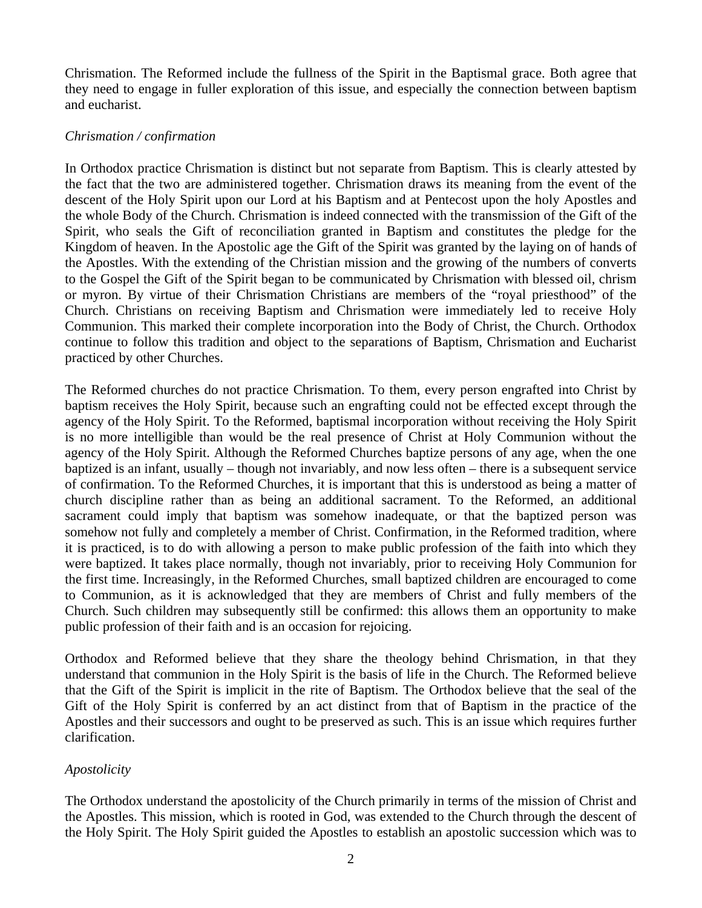Chrismation. The Reformed include the fullness of the Spirit in the Baptismal grace. Both agree that they need to engage in fuller exploration of this issue, and especially the connection between baptism and eucharist.

*Chrismation / confirmation*

In Orthodox practice Chrismation is distinct but not separate from Baptism. This is clearly attested by the fact that the two are administered together. Chrismation draws its meaning from the event of the descent of the Holy Spirit upon our Lord at his Baptism and at Pentecost upon the holy Apostles and the whole Body of the Church. Chrismation is indeed connected with the transmission of the Gift of the Spirit, who seals the Gift of reconciliation granted in Baptism and constitutes the pledge for the Kingdom of heaven. In the Apostolic age the Gift of the Spirit was granted by the laying on of hands of the Apostles. With the extending of the Christian mission and the growing of the numbers of converts to the Gospel the Gift of the Spirit began to be communicated by Chrismation with blessed oil, chrism or myron. By virtue of their Chrismation Christians are members of the "royal priesthood" of the Church. Christians on receiving Baptism and Chrismation were immediately led to receive Holy Communion. This marked their complete incorporation into the Body of Christ, the Church. Orthodox continue to follow this tradition and object to the separations of Baptism, Chrismation and Eucharist practiced by other Churches.

The Reformed churches do not practice Chrismation. To them, every person engrafted into Christ by baptism receives the Holy Spirit, because such an engrafting could not be effected except through the agency of the Holy Spirit. To the Reformed, baptismal incorporation without receiving the Holy Spirit is no more intelligible than would be the real presence of Christ at Holy Communion without the agency of the Holy Spirit. Although the Reformed Churches baptize persons of any age, when the one baptized is an infant, usually – though not invariably, and now less often – there is a subsequent service of confirmation. To the Reformed Churches, it is important that this is understood as being a matter of church discipline rather than as being an additional sacrament. To the Reformed, an additional sacrament could imply that baptism was somehow inadequate, or that the baptized person was somehow not fully and completely a member of Christ. Confirmation, in the Reformed tradition, where it is practiced, is to do with allowing a person to make public profession of the faith into which they were baptized. It takes place normally, though not invariably, prior to receiving Holy Communion for the first time. Increasingly, in the Reformed Churches, small baptized children are encouraged to come to Communion, as it is acknowledged that they are members of Christ and fully members of the Church. Such children may subsequently still be confirmed: this allows them an opportunity to make public profession of their faith and is an occasion for rejoicing.

Orthodox and Reformed believe that they share the theology behind Chrismation, in that they understand that communion in the Holy Spirit is the basis of life in the Church. The Reformed believe that the Gift of the Spirit is implicit in the rite of Baptism. The Orthodox believe that the seal of the Gift of the Holy Spirit is conferred by an act distinct from that of Baptism in the practice of the Apostles and their successors and ought to be preserved as such. This is an issue which requires further clarification.

*Apostolicity*

The Orthodox understand the apostolicity of the Church primarily in terms of the mission of Christ and the Apostles. This mission, which is rooted in God, was extended to the Church through the descent of the Holy Spirit. The Holy Spirit guided the Apostles to establish an apostolic succession which was to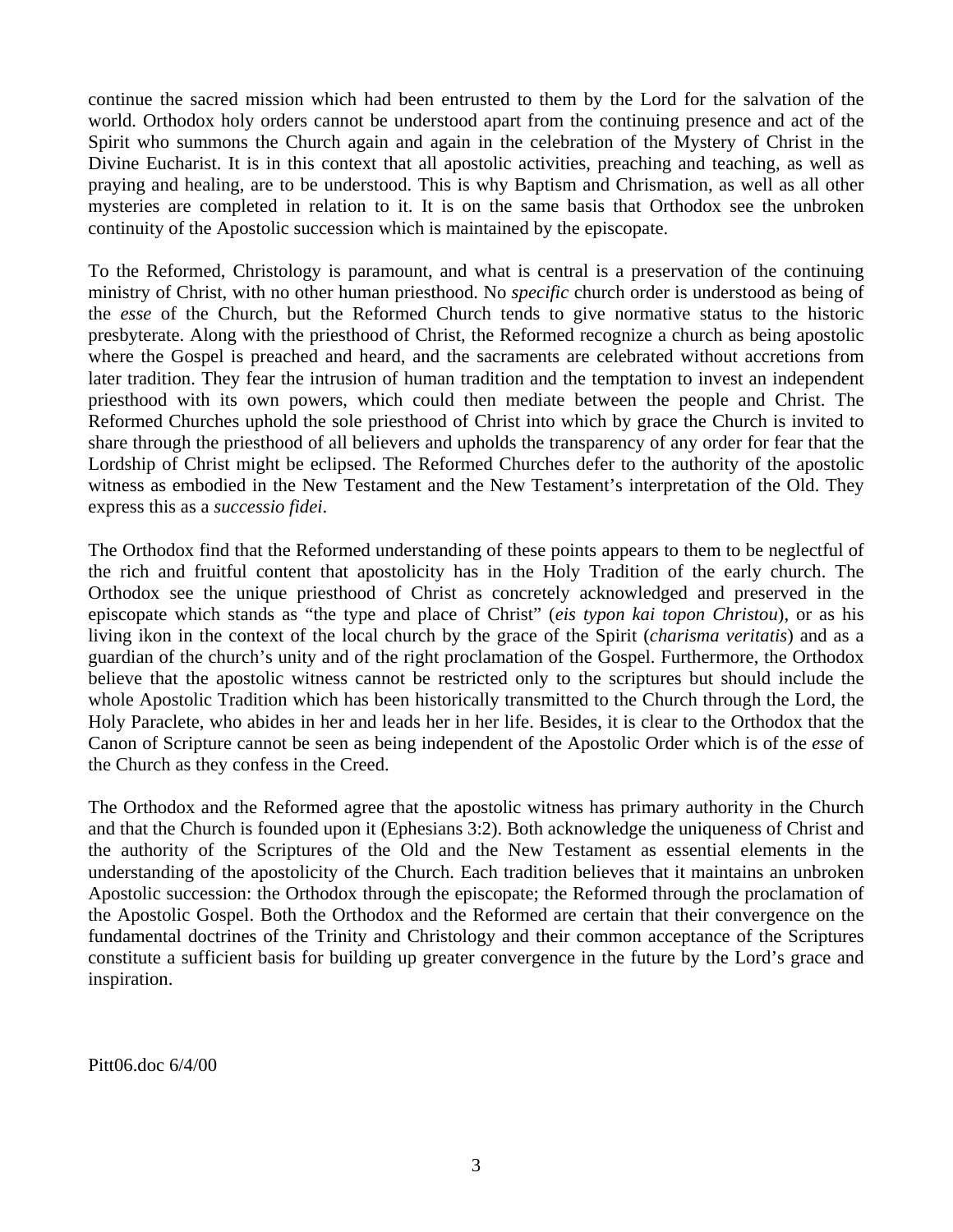continue the sacred mission which had been entrusted to them by the Lord for the salvation of the world. Orthodox holy orders cannot be understood apart from the continuing presence and act of the Spirit who summons the Church again and again in the celebration of the Mystery of Christ in the Divine Eucharist. It is in this context that all apostolic activities, preaching and teaching, as well as praying and healing, are to be understood. This is why Baptism and Chrismation, as well as all other mysteries are completed in relation to it. It is on the same basis that Orthodox see the unbroken continuity of the Apostolic succession which is maintained by the episcopate.

To the Reformed, Christology is paramount, and what is central is a preservation of the continuing ministry of Christ, with no other human priesthood. No *specific* church order is understood as being of the *esse* of the Church, but the Reformed Church tends to give normative status to the historic presbyterate. Along with the priesthood of Christ, the Reformed recognize a church as being apostolic where the Gospel is preached and heard, and the sacraments are celebrated without accretions from later tradition. They fear the intrusion of human tradition and the temptation to invest an independent priesthood with its own powers, which could then mediate between the people and Christ. The Reformed Churches uphold the sole priesthood of Christ into which by grace the Church is invited to share through the priesthood of all believers and upholds the transparency of any order for fear that the Lordship of Christ might be eclipsed. The Reformed Churches defer to the authority of the apostolic witness as embodied in the New Testament and the New Testament's interpretation of the Old. They express this as a *successio fidei*.

The Orthodox find that the Reformed understanding of these points appears to them to be neglectful of the rich and fruitful content that apostolicity has in the Holy Tradition of the early church. The Orthodox see the unique priesthood of Christ as concretely acknowledged and preserved in the episcopate which stands as "the type and place of Christ" (*eis typon kai topon Christou*), or as his living ikon in the context of the local church by the grace of the Spirit (*charisma veritatis*) and as a guardian of the church's unity and of the right proclamation of the Gospel. Furthermore, the Orthodox believe that the apostolic witness cannot be restricted only to the scriptures but should include the whole Apostolic Tradition which has been historically transmitted to the Church through the Lord, the Holy Paraclete, who abides in her and leads her in her life. Besides, it is clear to the Orthodox that the Canon of Scripture cannot be seen as being independent of the Apostolic Order which is of the *esse* of the Church as they confess in the Creed.

The Orthodox and the Reformed agree that the apostolic witness has primary authority in the Church and that the Church is founded upon it (Ephesians 3:2). Both acknowledge the uniqueness of Christ and the authority of the Scriptures of the Old and the New Testament as essential elements in the understanding of the apostolicity of the Church. Each tradition believes that it maintains an unbroken Apostolic succession: the Orthodox through the episcopate; the Reformed through the proclamation of the Apostolic Gospel. Both the Orthodox and the Reformed are certain that their convergence on the fundamental doctrines of the Trinity and Christology and their common acceptance of the Scriptures constitute a sufficient basis for building up greater convergence in the future by the Lord's grace and inspiration.

Pitt06.doc 6/4/00